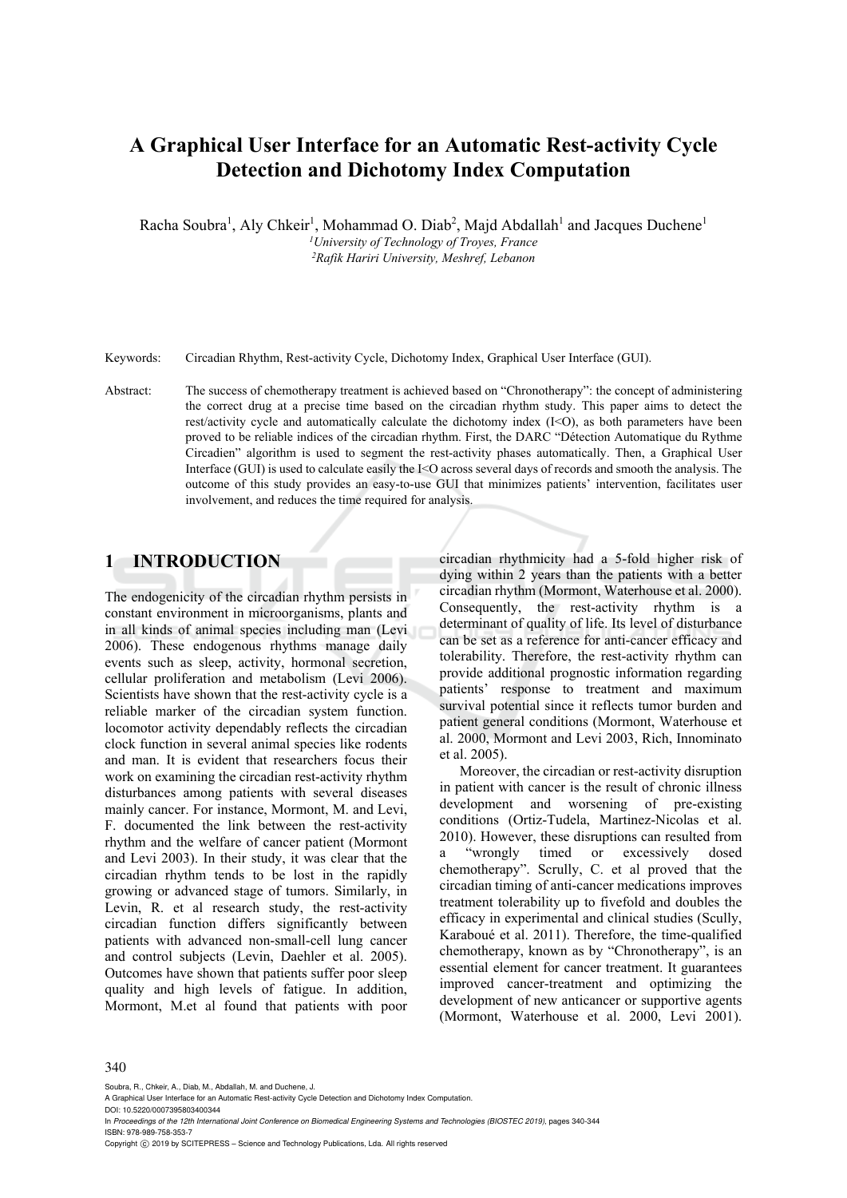# A Graphical User Interface for an Automatic Rest-activity Cycle Detection and Dichotomy Index Computation

Racha Soubra[1], Aly Chkeir[1], Mohammad O. Diab[2], Majd Abdallah[1] and Jacques Duchene[1]

[1]*University of Technology of Troyes, France*

[2]*Rafik Hariri University, Meshref, Lebanon*

Keywords: Circadian Rhythm, Rest-activity Cycle, Dichotomy Index, Graphical User Interface (GUI).

Abstract: The success of chemotherapy treatment is achieved based on “Chronotherapy”: the concept of administering the correct drug at a precise time based on the circadian rhythm study. This paper aims to detect the rest/activity cycle and automatically calculate the dichotomy index (I<O), as both parameters have been proved to be reliable indices of the circadian rhythm. First, the DARC “Détection Automatique du Rythme Circadien” algorithm is used to segment the rest-activity phases automatically. Then, a Graphical User Interface (GUI) is used to calculate easily the I<O across several days of records and smooth the analysis. The outcome of this study provides an easy-to-use GUI that minimizes patients’ intervention, facilitates user involvement, and reduces the time required for analysis.

## 1 INTRODUCTION

The endogenicity of the circadian rhythm persists in constant environment in microorganisms, plants and in all kinds of animal species including man (Levi 2006). These endogenous rhythms manage daily events such as sleep, activity, hormonal secretion, cellular proliferation and metabolism (Levi 2006). Scientists have shown that the rest-activity cycle is a reliable marker of the circadian system function. locomotor activity dependably reflects the circadian clock function in several animal species like rodents and man. It is evident that researchers focus their work on examining the circadian rest-activity rhythm disturbances among patients with several diseases mainly cancer. For instance, Mormont, M. and Levi, F. documented the link between the rest-activity rhythm and the welfare of cancer patient (Mormont and Levi 2003). In their study, it was clear that the circadian rhythm tends to be lost in the rapidly growing or advanced stage of tumors. Similarly, in Levin, R. et al research study, the rest-activity circadian function differs significantly between patients with advanced non-small-cell lung cancer and control subjects (Levin, Daehler et al. 2005). Outcomes have shown that patients suffer poor sleep quality and high levels of fatigue. In addition, Mormont, M.et al found that patients with poor circadian rhythmicity had a 5-fold higher risk of dying within 2 years than the patients with a better circadian rhythm (Mormont, Waterhouse et al. 2000). Consequently, the rest-activity rhythm is a determinant of quality of life. Its level of disturbance can be set as a reference for anti-cancer efficacy and tolerability. Therefore, the rest-activity rhythm can provide additional prognostic information regarding patients’ response to treatment and maximum survival potential since it reflects tumor burden and patient general conditions (Mormont, Waterhouse et al. 2000, Mormont and Levi 2003, Rich, Innominato et al. 2005).

Moreover, the circadian or rest-activity disruption in patient with cancer is the result of chronic illness development and worsening of pre-existing conditions (Ortiz-Tudela, Martinez-Nicolas et al. 2010). However, these disruptions can resulted from a “wrongly timed or excessively dosed chemotherapy”. Scrully, C. et al proved that the circadian timing of anti-cancer medications improves treatment tolerability up to fivefold and doubles the efficacy in experimental and clinical studies (Scully, Karaboué et al. 2011). Therefore, the time-qualified chemotherapy, known as by “Chronotherapy”, is an essential element for cancer treatment. It guarantees improved cancer-treatment and optimizing the development of new anticancer or supportive agents (Mormont, Waterhouse et al. 2000, Levi 2001).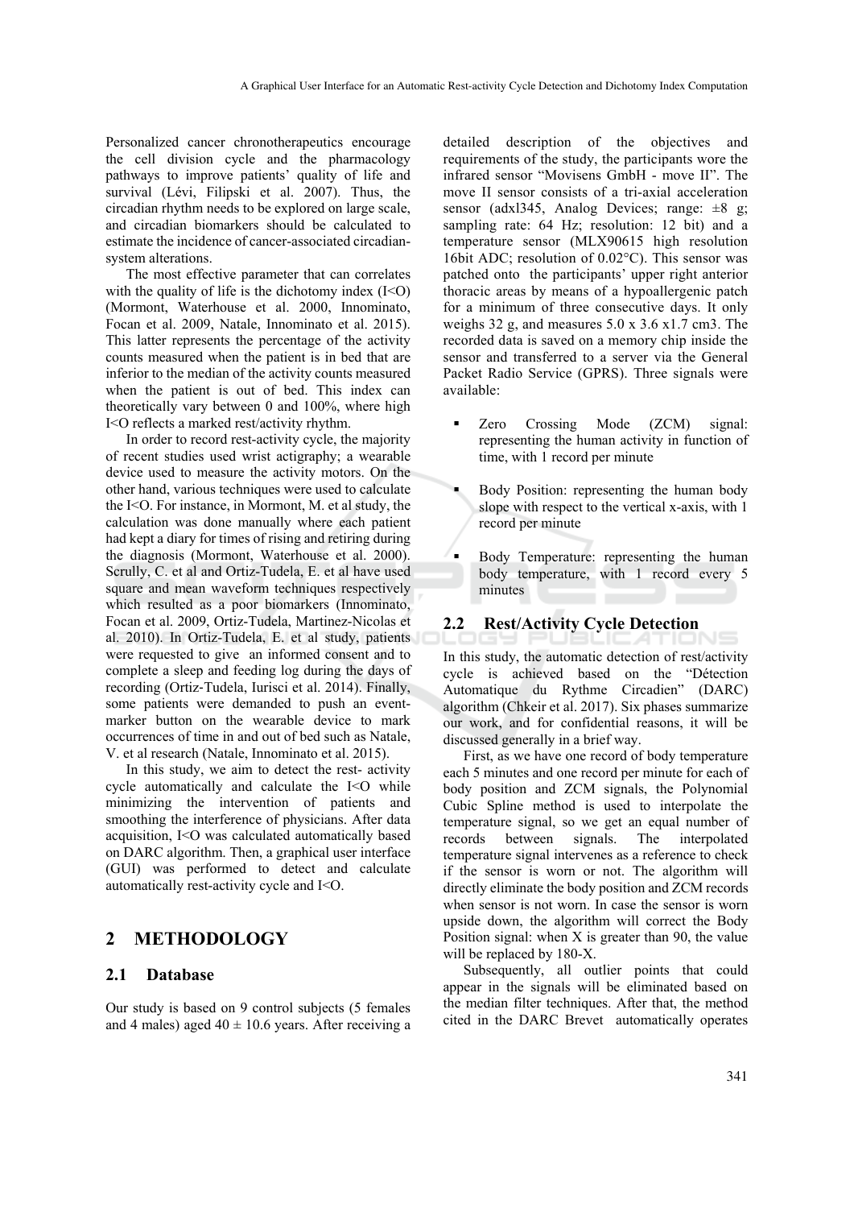Personalized cancer chronotherapeutics encourage the cell division cycle and the pharmacology pathways to improve patients' quality of life and survival (Lévi, Filipski et al. 2007). Thus, the circadian rhythm needs to be explored on large scale, and circadian biomarkers should be calculated to estimate the incidence of cancer-associated circadian-system alterations.

The most effective parameter that can correlates with the quality of life is the dichotomy index (I<O) (Mormont, Waterhouse et al. 2000, Innominato, Focan et al. 2009, Natale, Innominato et al. 2015). This latter represents the percentage of the activity counts measured when the patient is in bed that are inferior to the median of the activity counts measured when the patient is out of bed. This index can theoretically vary between 0 and 100%, where high I<O reflects a marked rest/activity rhythm.

In order to record rest-activity cycle, the majority of recent studies used wrist actigraphy; a wearable device used to measure the activity motors. On the other hand, various techniques were used to calculate the I<O. For instance, in Mormont, M. et al study, the calculation was done manually where each patient had kept a diary for times of rising and retiring during the diagnosis (Mormont, Waterhouse et al. 2000). Scrully, C. et al and Ortiz-Tudela, E. et al have used square and mean waveform techniques respectively which resulted as a poor biomarkers (Innominato, Focan et al. 2009, Ortiz-Tudela, Martinez-Nicolas et al. 2010). In Ortiz-Tudela, E. et al study, patients were requested to give an informed consent and to complete a sleep and feeding log during the days of recording (Ortiz-Tudela, Iurisci et al. 2014). Finally, some patients were demanded to push an event-marker button on the wearable device to mark occurrences of time in and out of bed such as Natale, V. et al research (Natale, Innominato et al. 2015).

In this study, we aim to detect the rest- activity cycle automatically and calculate the I<O while minimizing the intervention of patients and smoothing the interference of physicians. After data acquisition, I<O was calculated automatically based on DARC algorithm. Then, a graphical user interface (GUI) was performed to detect and calculate automatically rest-activity cycle and I<O.

## 2 METHODOLOGY

### 2.1 Database

Our study is based on 9 control subjects (5 females and 4 males) aged $40 \pm 10.6$ years. After receiving a detailed description of the objectives and requirements of the study, the participants wore the infrared sensor "Movisens GmbH - move II". The move II sensor consists of a tri-axial acceleration sensor (adxl345, Analog Devices; range: $\pm 8$ g; sampling rate: 64 Hz; resolution: 12 bit) and a temperature sensor (MLX90615 high resolution 16bit ADC; resolution of 0.02°C). This sensor was patched onto the participants' upper right anterior thoracic areas by means of a hypoallergenic patch for a minimum of three consecutive days. It only weighs 32 g, and measures 5.0 x 3.6 x1.7 cm3. The recorded data is saved on a memory chip inside the sensor and transferred to a server via the General Packet Radio Service (GPRS). Three signals were available:

- Zero Crossing Mode (ZCM) signal: representing the human activity in function of time, with 1 record per minute
- Body Position: representing the human body slope with respect to the vertical x-axis, with 1 record per minute
- Body Temperature: representing the human body temperature, with 1 record every 5 minutes

### 2.2 Rest/Activity Cycle Detection

In this study, the automatic detection of rest/activity cycle is achieved based on the "Détection Automatique du Rythme Circadien" (DARC) algorithm (Chkeir et al. 2017). Six phases summarize our work, and for confidential reasons, it will be discussed generally in a brief way.

First, as we have one record of body temperature each 5 minutes and one record per minute for each of body position and ZCM signals, the Polynomial Cubic Spline method is used to interpolate the temperature signal, so we get an equal number of records between signals. The interpolated temperature signal intervenes as a reference to check if the sensor is worn or not. The algorithm will directly eliminate the body position and ZCM records when sensor is not worn. In case the sensor is worn upside down, the algorithm will correct the Body Position signal: when X is greater than 90, the value will be replaced by 180-X.

Subsequently, all outlier points that could appear in the signals will be eliminated based on the median filter techniques. After that, the method cited in the DARC Brevet automatically operates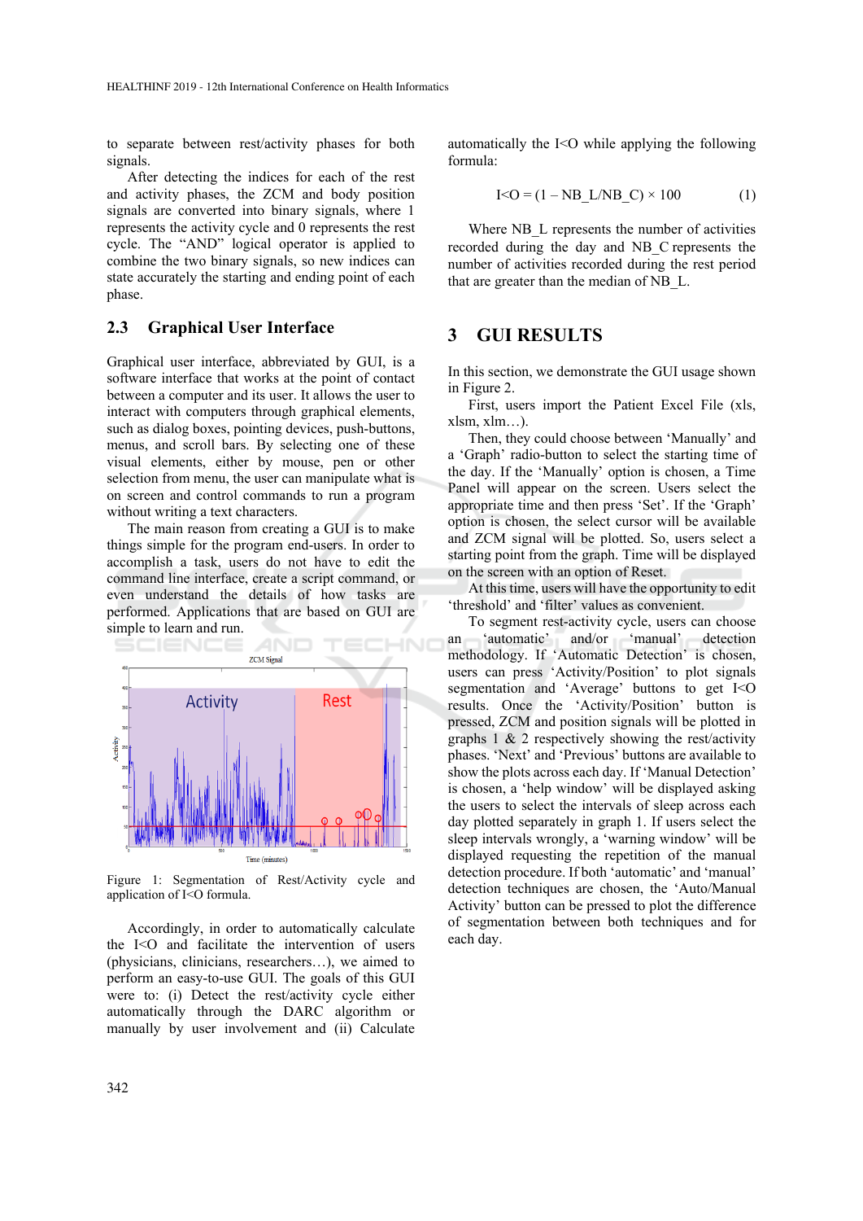to separate between rest/activity phases for both signals.

After detecting the indices for each of the rest and activity phases, the ZCM and body position signals are converted into binary signals, where 1 represents the activity cycle and 0 represents the rest cycle. The "AND" logical operator is applied to combine the two binary signals, so new indices can state accurately the starting and ending point of each phase.

### 2.3 Graphical User Interface

Graphical user interface, abbreviated by GUI, is a software interface that works at the point of contact between a computer and its user. It allows the user to interact with computers through graphical elements, such as dialog boxes, pointing devices, push-buttons, menus, and scroll bars. By selecting one of these visual elements, either by mouse, pen or other selection from menu, the user can manipulate what is on screen and control commands to run a program without writing a text characters.

The main reason from creating a GUI is to make things simple for the program end-users. In order to accomplish a task, users do not have to edit the command line interface, create a script command, or even understand the details of how tasks are performed. Applications that are based on GUI are simple to learn and run.

Figure 1: Segmentation of Rest/Activity cycle and application of I<O formula.

Accordingly, in order to automatically calculate the I<O and facilitate the intervention of users (physicians, clinicians, researchers…), we aimed to perform an easy-to-use GUI. The goals of this GUI were to: (i) Detect the rest/activity cycle either automatically through the DARC algorithm or manually by user involvement and (ii) Calculate automatically the I<O while applying the following formula:

$$I{<}O = (1 - NB\_L/NB\_C) \times 100 \quad (1)$$

Where $NB\_L$ represents the number of activities recorded during the day and $NB\_C$ represents the number of activities recorded during the rest period that are greater than the median of $NB\_L$.

## 3 GUI RESULTS

In this section, we demonstrate the GUI usage shown in Figure 2.

First, users import the Patient Excel File (xls, xlsm, xlm…).

Then, they could choose between 'Manually' and a 'Graph' radio-button to select the starting time of the day. If the 'Manually' option is chosen, a Time Panel will appear on the screen. Users select the appropriate time and then press 'Set'. If the 'Graph' option is chosen, the select cursor will be available and ZCM signal will be plotted. So, users select a starting point from the graph. Time will be displayed on the screen with an option of Reset.

At this time, users will have the opportunity to edit 'threshold' and 'filter' values as convenient.

To segment rest-activity cycle, users can choose an 'automatic' and/or 'manual' detection methodology. If 'Automatic Detection' is chosen, users can press 'Activity/Position' to plot signals segmentation and 'Average' buttons to get I<O results. Once the 'Activity/Position' button is pressed, ZCM and position signals will be plotted in graphs 1 & 2 respectively showing the rest/activity phases. 'Next' and 'Previous' buttons are available to show the plots across each day. If 'Manual Detection' is chosen, a 'help window' will be displayed asking the users to select the intervals of sleep across each day plotted separately in graph 1. If users select the sleep intervals wrongly, a 'warning window' will be displayed requesting the repetition of the manual detection procedure. If both 'automatic' and 'manual' detection techniques are chosen, the 'Auto/Manual Activity' button can be pressed to plot the difference of segmentation between both techniques and for each day.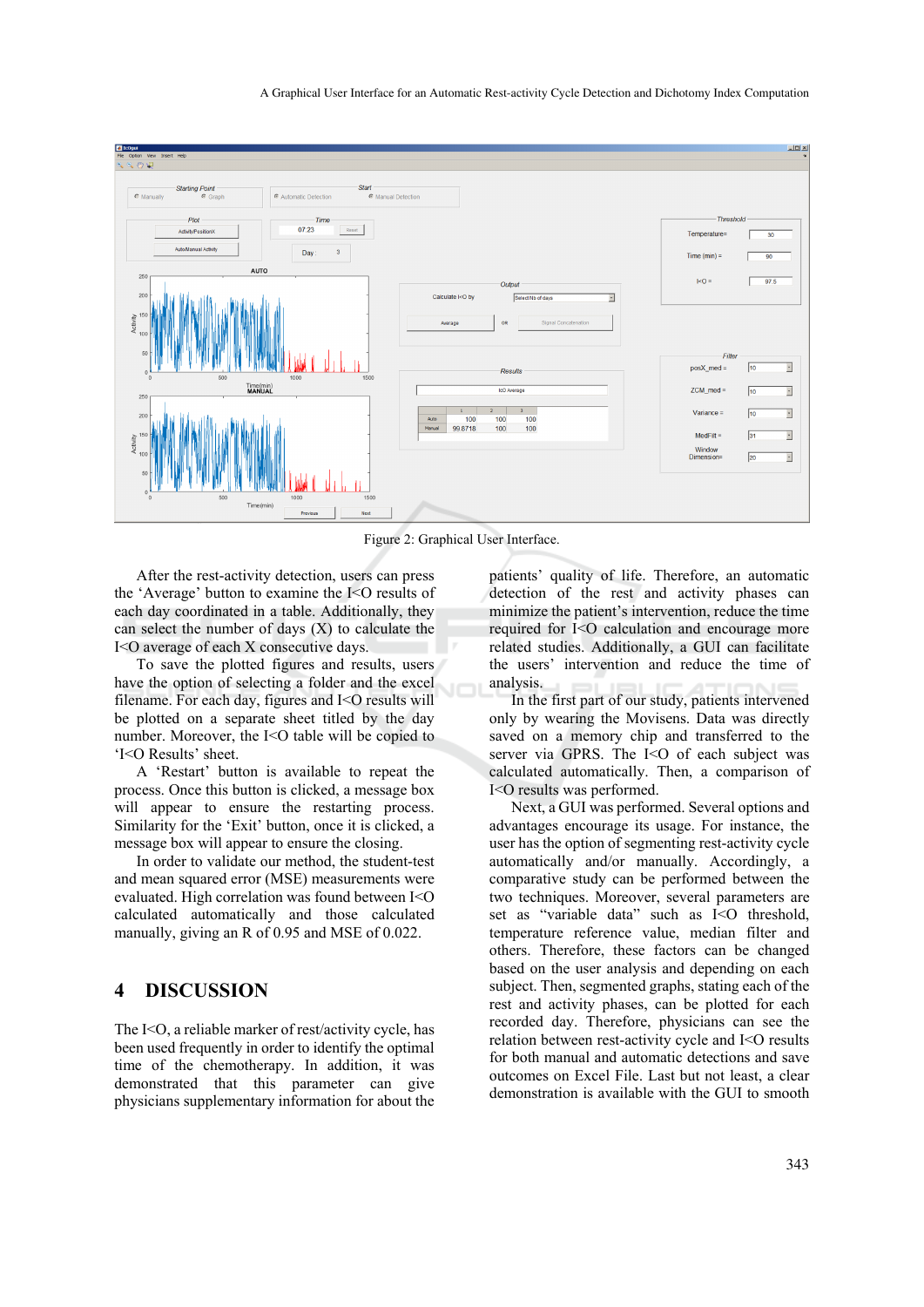Figure 2: Graphical User Interface.

After the rest-activity detection, users can press the 'Average' button to examine the I<O results of each day coordinated in a table. Additionally, they can select the number of days (X) to calculate the I<O average of each X consecutive days.

To save the plotted figures and results, users have the option of selecting a folder and the excel filename. For each day, figures and I<O results will be plotted on a separate sheet titled by the day number. Moreover, the I<O table will be copied to 'I<O Results' sheet.

A 'Restart' button is available to repeat the process. Once this button is clicked, a message box will appear to ensure the restarting process. Similarity for the 'Exit' button, once it is clicked, a message box will appear to ensure the closing.

In order to validate our method, the student-test and mean squared error (MSE) measurements were evaluated. High correlation was found between I<O calculated automatically and those calculated manually, giving an R of 0.95 and MSE of 0.022.

## 4 DISCUSSION

The I<O, a reliable marker of rest/activity cycle, has been used frequently in order to identify the optimal time of the chemotherapy. In addition, it was demonstrated that this parameter can give physicians supplementary information for about the patients' quality of life. Therefore, an automatic detection of the rest and activity phases can minimize the patient's intervention, reduce the time required for I<O calculation and encourage more related studies. Additionally, a GUI can facilitate the users' intervention and reduce the time of analysis.

In the first part of our study, patients intervened only by wearing the Movisens. Data was directly saved on a memory chip and transferred to the server via GPRS. The I<O of each subject was calculated automatically. Then, a comparison of I<O results was performed.

Next, a GUI was performed. Several options and advantages encourage its usage. For instance, the user has the option of segmenting rest-activity cycle automatically and/or manually. Accordingly, a comparative study can be performed between the two techniques. Moreover, several parameters are set as "variable data" such as I<O threshold, temperature reference value, median filter and others. Therefore, these factors can be changed based on the user analysis and depending on each subject. Then, segmented graphs, stating each of the rest and activity phases, can be plotted for each recorded day. Therefore, physicians can see the relation between rest-activity cycle and I<O results for both manual and automatic detections and save outcomes on Excel File. Last but not least, a clear demonstration is available with the GUI to smooth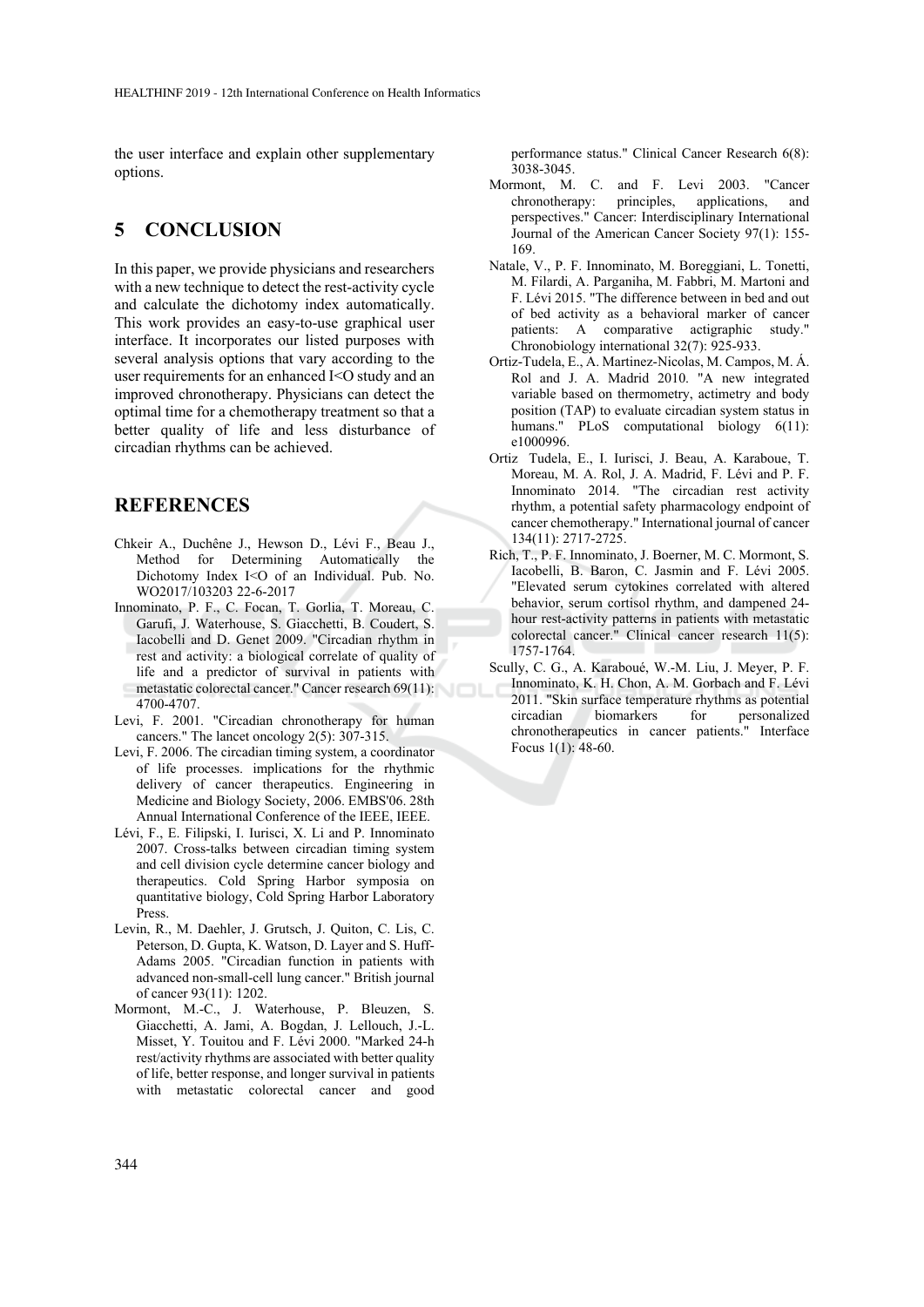the user interface and explain other supplementary options.

## 5 CONCLUSION

In this paper, we provide physicians and researchers with a new technique to detect the rest-activity cycle and calculate the dichotomy index automatically. This work provides an easy-to-use graphical user interface. It incorporates our listed purposes with several analysis options that vary according to the user requirements for an enhanced I<O study and an improved chronotherapy. Physicians can detect the optimal time for a chemotherapy treatment so that a better quality of life and less disturbance of circadian rhythms can be achieved.

## REFERENCES

Chkeir A., Duchêne J., Hewson D., Lévi F., Beau J., Method for Determining Automatically the Dichotomy Index I<O of an Individual. Pub. No. WO2017/103203 22-6-2017

Innominato, P. F., C. Focan, T. Gorlia, T. Moreau, C. Garufi, J. Waterhouse, S. Giacchetti, B. Coudert, S. Iacobelli and D. Genet 2009. "Circadian rhythm in rest and activity: a biological correlate of quality of life and a predictor of survival in patients with metastatic colorectal cancer." Cancer research 69(11): 4700-4707.

Levi, F. 2001. "Circadian chronotherapy for human cancers." The lancet oncology 2(5): 307-315.

Levi, F. 2006. The circadian timing system, a coordinator of life processes. implications for the rhythmic delivery of cancer therapeutics. Engineering in Medicine and Biology Society, 2006. EMBS'06. 28th Annual International Conference of the IEEE, IEEE.

Lévi, F., E. Filipski, I. Iurisci, X. Li and P. Innominato 2007. Cross-talks between circadian timing system and cell division cycle determine cancer biology and therapeutics. Cold Spring Harbor symposia on quantitative biology, Cold Spring Harbor Laboratory Press.

Levin, R., M. Daehler, J. Grutsch, J. Quiton, C. Lis, C. Peterson, D. Gupta, K. Watson, D. Layer and S. Huff-Adams 2005. "Circadian function in patients with advanced non-small-cell lung cancer." British journal of cancer 93(11): 1202.

Mormont, M.-C., J. Waterhouse, P. Bleuzen, S. Giacchetti, A. Jami, A. Bogdan, J. Lellouch, J.-L. Misset, Y. Touitou and F. Lévi 2000. "Marked 24-h rest/activity rhythms are associated with better quality of life, better response, and longer survival in patients with metastatic colorectal cancer and good performance status." Clinical Cancer Research 6(8): 3038-3045.

Mormont, M. C. and F. Levi 2003. "Cancer chronotherapy: principles, applications, and perspectives." Cancer: Interdisciplinary International Journal of the American Cancer Society 97(1): 155-169.

Natale, V., P. F. Innominato, M. Boreggiani, L. Tonetti, M. Filardi, A. Parganiha, M. Fabbri, M. Martoni and F. Lévi 2015. "The difference between in bed and out of bed activity as a behavioral marker of cancer patients: A comparative actigraphic study." Chronobiology international 32(7): 925-933.

Ortiz-Tudela, E., A. Martinez-Nicolas, M. Campos, M. Á. Rol and J. A. Madrid 2010. "A new integrated variable based on thermometry, actimetry and body position (TAP) to evaluate circadian system status in humans." PLoS computational biology 6(11): e1000996.

Ortiz Tudela, E., I. Iurisci, J. Beau, A. Karaboue, T. Moreau, M. A. Rol, J. A. Madrid, F. Lévi and P. F. Innominato 2014. "The circadian rest activity rhythm, a potential safety pharmacology endpoint of cancer chemotherapy." International journal of cancer 134(11): 2717-2725.

Rich, T., P. F. Innominato, J. Boerner, M. C. Mormont, S. Iacobelli, B. Baron, C. Jasmin and F. Lévi 2005. "Elevated serum cytokines correlated with altered behavior, serum cortisol rhythm, and dampened 24-hour rest-activity patterns in patients with metastatic colorectal cancer." Clinical cancer research 11(5): 1757-1764.

Scully, C. G., A. Karaboué, W.-M. Liu, J. Meyer, P. F. Innominato, K. H. Chon, A. M. Gorbach and F. Lévi 2011. "Skin surface temperature rhythms as potential circadian biomarkers for personalized chronotherapeutics in cancer patients." Interface Focus 1(1): 48-60.